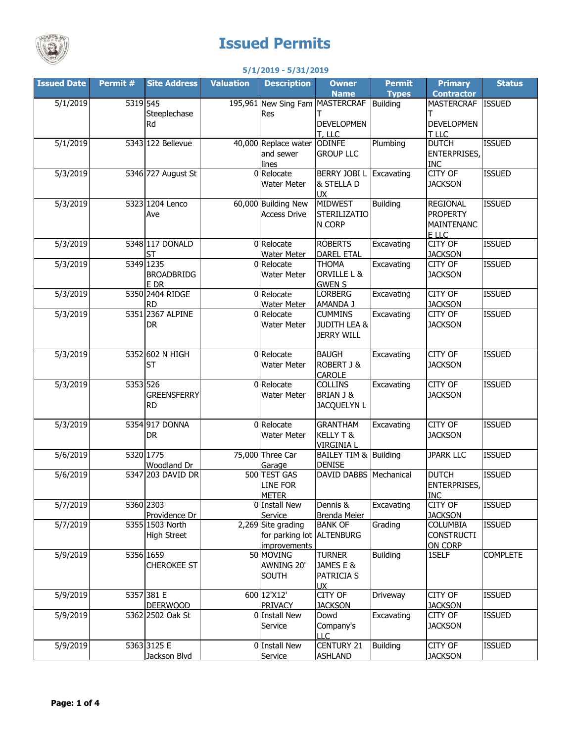# Issued Permits

**5/1/2019 - 5/31/2019**

| Issued Date | Permit # | Site Address | Valuation | Description | Owner Name | Permit Types | Primary Contractor | Status |
|---|---|---|---|---|---|---|---|---|
| 5/1/2019 | 5319 | 545 Steeplechase Rd | 195,961 | New Sing Fam Res | MASTERCRAFT DEVELOPMENT, LLC | Building | MASTERCRAFT DEVELOPMENT LLC | ISSUED |
| 5/1/2019 | 5343 | 122 Bellevue | 40,000 | Replace water and sewer lines | ODINFE GROUP LLC | Plumbing | DUTCH ENTERPRISES, INC | ISSUED |
| 5/3/2019 | 5346 | 727 August St | 0 | Relocate Water Meter | BERRY JOBI L & STELLA D UX | Excavating | CITY OF JACKSON | ISSUED |
| 5/3/2019 | 5323 | 1204 Lenco Ave | 60,000 | Building New Access Drive | MIDWEST STERILIZATION CORP | Building | REGIONAL PROPERTY MAINTENANCE LLC | ISSUED |
| 5/3/2019 | 5348 | 117 DONALD ST | 0 | Relocate Water Meter | ROBERTS DAREL ETAL | Excavating | CITY OF JACKSON | ISSUED |
| 5/3/2019 | 5349 | 1235 BROADBRIDGE DR | 0 | Relocate Water Meter | THOMA ORVILLE L & GWEN S | Excavating | CITY OF JACKSON | ISSUED |
| 5/3/2019 | 5350 | 2404 RIDGE RD | 0 | Relocate Water Meter | LORBERG AMANDA J | Excavating | CITY OF JACKSON | ISSUED |
| 5/3/2019 | 5351 | 2367 ALPINE DR | 0 | Relocate Water Meter | CUMMINS JUDITH LEA & JERRY WILL | Excavating | CITY OF JACKSON | ISSUED |
| 5/3/2019 | 5352 | 602 N HIGH ST | 0 | Relocate Water Meter | BAUGH ROBERT J & CAROLE | Excavating | CITY OF JACKSON | ISSUED |
| 5/3/2019 | 5353 | 526 GREENSFERRY RD | 0 | Relocate Water Meter | COLLINS BRIAN J & JACQUELYN L | Excavating | CITY OF JACKSON | ISSUED |
| 5/3/2019 | 5354 | 917 DONNA DR | 0 | Relocate Water Meter | GRANTHAM KELLY T & VIRGINIA L | Excavating | CITY OF JACKSON | ISSUED |
| 5/6/2019 | 5320 | 1775 Woodland Dr | 75,000 | Three Car Garage | BAILEY TIM & DENISE | Building | JPARK LLC | ISSUED |
| 5/6/2019 | 5347 | 203 DAVID DR | 500 | TEST GAS LINE FOR METER | DAVID DABBS | Mechanical | DUTCH ENTERPRISES, INC | ISSUED |
| 5/7/2019 | 5360 | 2303 Providence Dr | 0 | Install New Service | Dennis & Brenda Meier | Excavating | CITY OF JACKSON | ISSUED |
| 5/7/2019 | 5355 | 1503 North High Street | 2,269 | Site grading for parking lot improvements | BANK OF ALTENBURG | Grading | COLUMBIA CONSTRUCTION CORP | ISSUED |
| 5/9/2019 | 5356 | 1659 CHEROKEE ST | 50 | MOVING AWNING 20' SOUTH | TURNER JAMES E & PATRICIA S UX | Building | 1SELF | COMPLETE |
| 5/9/2019 | 5357 | 381 E DEERWOOD | 600 | 12'X12' PRIVACY | CITY OF JACKSON | Driveway | CITY OF JACKSON | ISSUED |
| 5/9/2019 | 5362 | 2502 Oak St | 0 | Install New Service | Dowd Company's LLC | Excavating | CITY OF JACKSON | ISSUED |
| 5/9/2019 | 5363 | 3125 E Jackson Blvd | 0 | Install New Service | CENTURY 21 ASHLAND | Building | CITY OF JACKSON | ISSUED |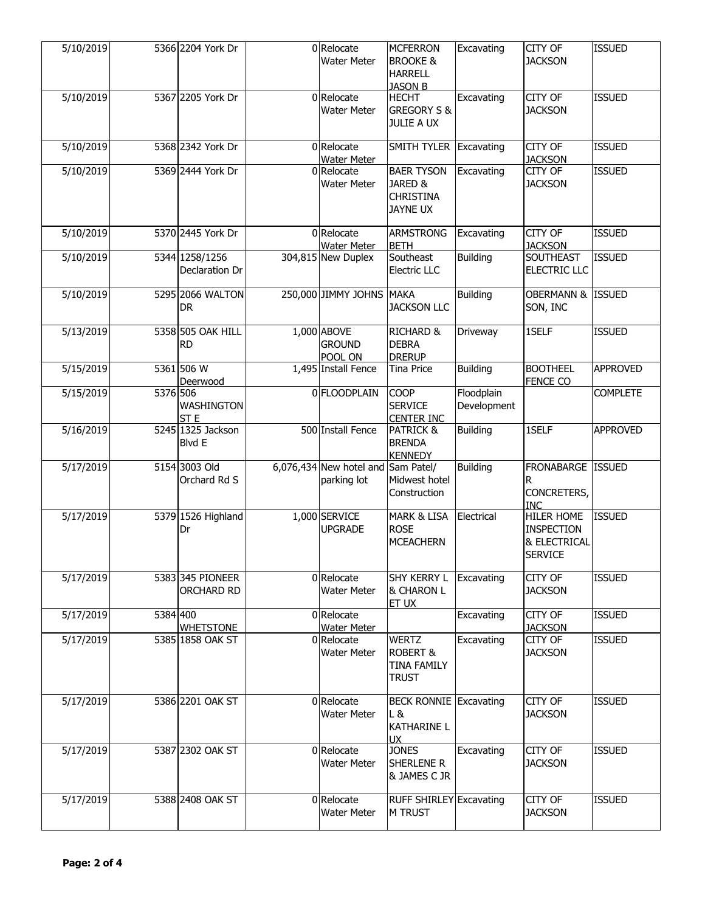| | | | | | | | | |
|---|---|---|---|---|---|---|---|---|
| 5/10/2019 | 5366 | 2204 York Dr | 0 | Relocate Water Meter | MCFERRON BROOKE & HARRELL JASON B | Excavating | CITY OF JACKSON | ISSUED |
| 5/10/2019 | 5367 | 2205 York Dr | 0 | Relocate Water Meter | HECHT GREGORY S & JULIE A UX | Excavating | CITY OF JACKSON | ISSUED |
| 5/10/2019 | 5368 | 2342 York Dr | 0 | Relocate Water Meter | SMITH TYLER | Excavating | CITY OF JACKSON | ISSUED |
| 5/10/2019 | 5369 | 2444 York Dr | 0 | Relocate Water Meter | BAER TYSON JARED & CHRISTINA JAYNE UX | Excavating | CITY OF JACKSON | ISSUED |
| 5/10/2019 | 5370 | 2445 York Dr | 0 | Relocate Water Meter | ARMSTRONG BETH | Excavating | CITY OF JACKSON | ISSUED |
| 5/10/2019 | 5344 | 1258/1256 Declaration Dr | 304,815 | New Duplex | Southeast Electric LLC | Building | SOUTHEAST ELECTRIC LLC | ISSUED |
| 5/10/2019 | 5295 | 2066 WALTON DR | 250,000 | JIMMY JOHNS | MAKA JACKSON LLC | Building | OBERMANN & SON, INC | ISSUED |
| 5/13/2019 | 5358 | 505 OAK HILL RD | 1,000 | ABOVE GROUND POOL ON | RICHARD & DEBRA DRERUP | Driveway | 1SELF | ISSUED |
| 5/15/2019 | 5361 | 506 W Deerwood | 1,495 | Install Fence | Tina Price | Building | BOOTHEEL FENCE CO | APPROVED |
| 5/15/2019 | 5376 | 506 WASHINGTON ST E | 0 | FLOODPLAIN | COOP SERVICE CENTER INC | Floodplain Development | | COMPLETE |
| 5/16/2019 | 5245 | 1325 Jackson Blvd E | 500 | Install Fence | PATRICK & BRENDA KENNEDY | Building | 1SELF | APPROVED |
| 5/17/2019 | 5154 | 3003 Old Orchard Rd S | 6,076,434 | New hotel and parking lot | Sam Patel/ Midwest hotel Construction | Building | FRONABARGER CONCRETERS, INC | ISSUED |
| 5/17/2019 | 5379 | 1526 Highland Dr | 1,000 | SERVICE UPGRADE | MARK & LISA ROSE MCEACHERN | Electrical | HILER HOME INSPECTION & ELECTRICAL SERVICE | ISSUED |
| 5/17/2019 | 5383 | 345 PIONEER ORCHARD RD | 0 | Relocate Water Meter | SHY KERRY L & CHARON L ET UX | Excavating | CITY OF JACKSON | ISSUED |
| 5/17/2019 | 5384 | 400 WHETSTONE | 0 | Relocate Water Meter | | Excavating | CITY OF JACKSON | ISSUED |
| 5/17/2019 | 5385 | 1858 OAK ST | 0 | Relocate Water Meter | WERTZ ROBERT & TINA FAMILY TRUST | Excavating | CITY OF JACKSON | ISSUED |
| 5/17/2019 | 5386 | 2201 OAK ST | 0 | Relocate Water Meter | BECK RONNIE L & KATHARINE L UX | Excavating | CITY OF JACKSON | ISSUED |
| 5/17/2019 | 5387 | 2302 OAK ST | 0 | Relocate Water Meter | JONES SHERLENE R & JAMES C JR | Excavating | CITY OF JACKSON | ISSUED |
| 5/17/2019 | 5388 | 2408 OAK ST | 0 | Relocate Water Meter | RUFF SHIRLEY M TRUST | Excavating | CITY OF JACKSON | ISSUED |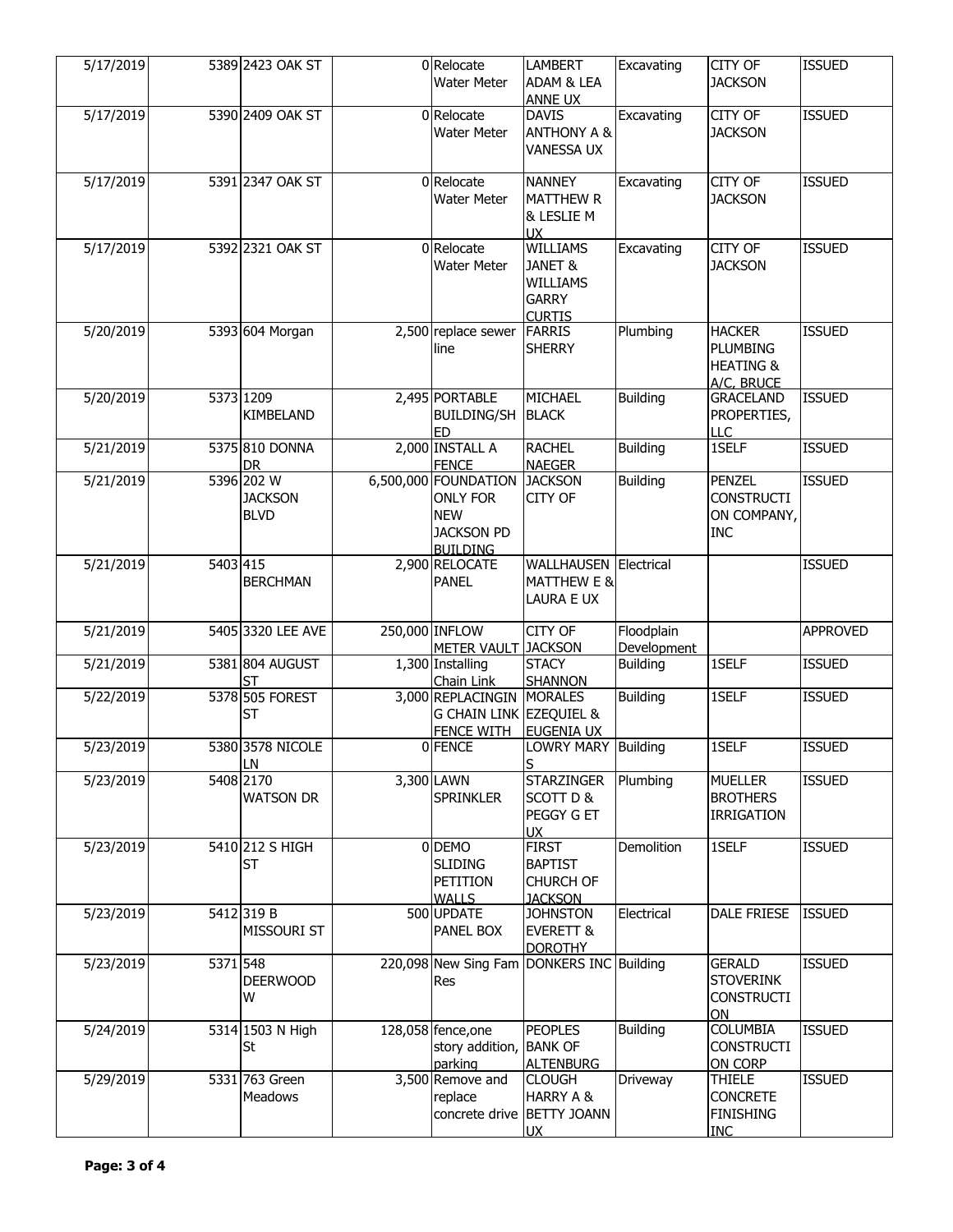| | | | | | | | | |
|---|---|---|---|---|---|---|---|---|
| 5/17/2019 | 5389 | 2423 OAK ST | 0 | Relocate Water Meter | LAMBERT ADAM & LEA ANNE UX | Excavating | CITY OF JACKSON | ISSUED |
| 5/17/2019 | 5390 | 2409 OAK ST | 0 | Relocate Water Meter | DAVIS ANTHONY A & VANESSA UX | Excavating | CITY OF JACKSON | ISSUED |
| 5/17/2019 | 5391 | 2347 OAK ST | 0 | Relocate Water Meter | NANNEY MATTHEW R & LESLIE M UX | Excavating | CITY OF JACKSON | ISSUED |
| 5/17/2019 | 5392 | 2321 OAK ST | 0 | Relocate Water Meter | WILLIAMS JANET & WILLIAMS GARRY CURTIS | Excavating | CITY OF JACKSON | ISSUED |
| 5/20/2019 | 5393 | 604 Morgan | 2,500 | replace sewer line | FARRIS SHERRY | Plumbing | HACKER PLUMBING HEATING & A/C, BRUCE | ISSUED |
| 5/20/2019 | 5373 | 1209 KIMBELAND | 2,495 | PORTABLE BUILDING/SHED | MICHAEL BLACK | Building | GRACELAND PROPERTIES, LLC | ISSUED |
| 5/21/2019 | 5375 | 810 DONNA DR | 2,000 | INSTALL A FENCE | RACHEL NAEGER | Building | 1SELF | ISSUED |
| 5/21/2019 | 5396 | 202 W JACKSON BLVD | 6,500,000 | FOUNDATION ONLY FOR NEW JACKSON PD BUILDING | JACKSON CITY OF | Building | PENZEL CONSTRUCTION COMPANY, INC | ISSUED |
| 5/21/2019 | 5403 | 415 BERCHMAN | 2,900 | RELOCATE PANEL | WALLHAUSEN MATTHEW E & LAURA E UX | Electrical | | ISSUED |
| 5/21/2019 | 5405 | 3320 LEE AVE | 250,000 | INFLOW METER VAULT | CITY OF JACKSON | Floodplain Development | | APPROVED |
| 5/21/2019 | 5381 | 804 AUGUST ST | 1,300 | Installing Chain Link | STACY SHANNON | Building | 1SELF | ISSUED |
| 5/22/2019 | 5378 | 505 FOREST ST | 3,000 | REPLACINGIN G CHAIN LINK FENCE WITH | MORALES EZEQUIEL & EUGENIA UX | Building | 1SELF | ISSUED |
| 5/23/2019 | 5380 | 3578 NICOLE LN | 0 | FENCE | LOWRY MARY S | Building | 1SELF | ISSUED |
| 5/23/2019 | 5408 | 2170 WATSON DR | 3,300 | LAWN SPRINKLER | STARZINGER SCOTT D & PEGGY G ET UX | Plumbing | MUELLER BROTHERS IRRIGATION | ISSUED |
| 5/23/2019 | 5410 | 212 S HIGH ST | 0 | DEMO SLIDING PETITION WALLS | FIRST BAPTIST CHURCH OF JACKSON | Demolition | 1SELF | ISSUED |
| 5/23/2019 | 5412 | 319 B MISSOURI ST | 500 | UPDATE PANEL BOX | JOHNSTON EVERETT & DOROTHY | Electrical | DALE FRIESE | ISSUED |
| 5/23/2019 | 5371 | 548 DEERWOOD W | 220,098 | New Sing Fam Res | DONKERS INC | Building | GERALD STOVERINK CONSTRUCTION | ISSUED |
| 5/24/2019 | 5314 | 1503 N High St | 128,058 | fence,one story addition, parking | PEOPLES BANK OF ALTENBURG | Building | COLUMBIA CONSTRUCTION CORP | ISSUED |
| 5/29/2019 | 5331 | 763 Green Meadows | 3,500 | Remove and replace concrete drive | CLOUGH HARRY A & BETTY JOANN UX | Driveway | THIELE CONCRETE FINISHING INC | ISSUED |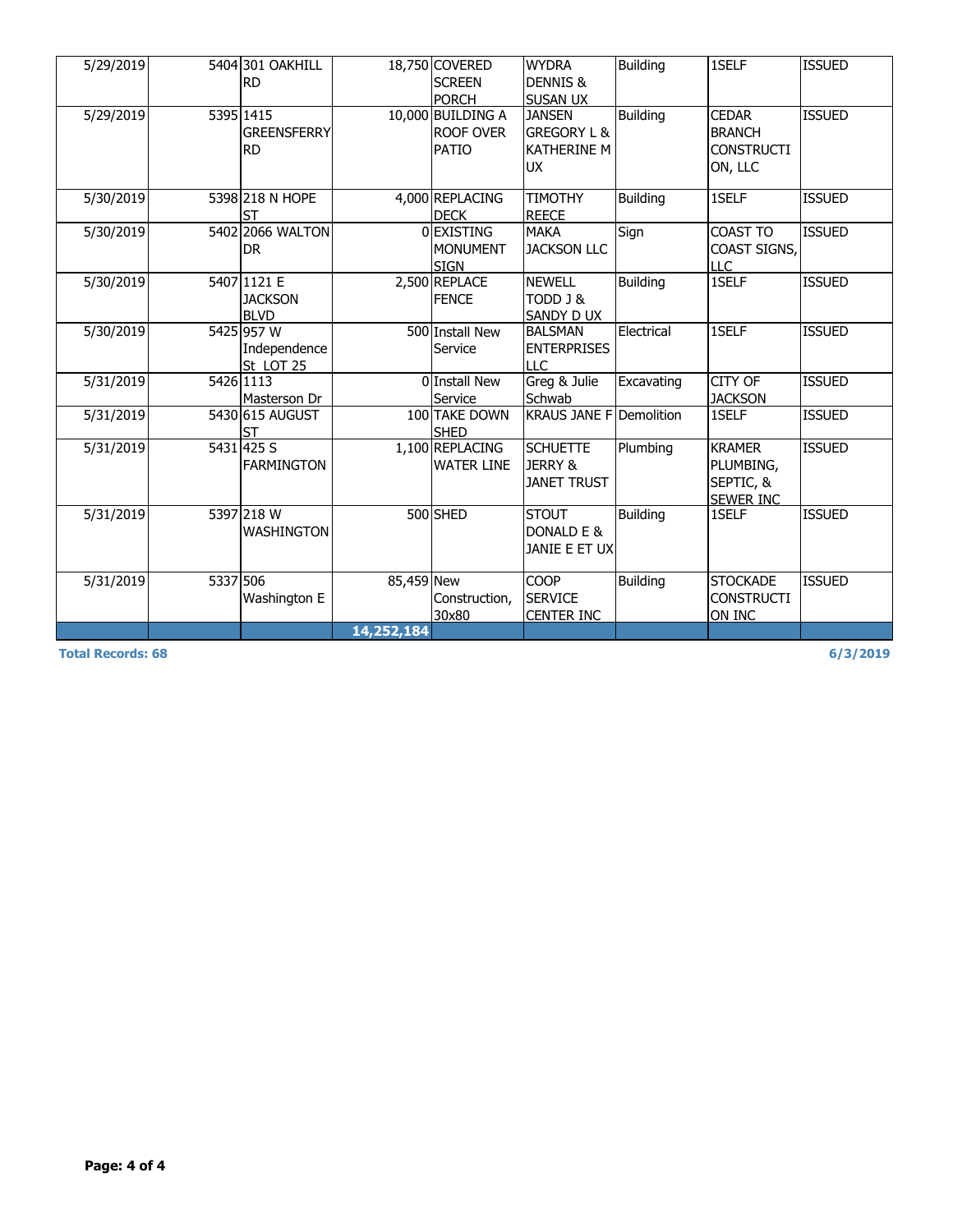| | | | | | | | | |
|---|---|---|---|---|---|---|---|---|
| 5/29/2019 | 5404 | 301 OAKHILL RD | 18,750 | COVERED SCREEN PORCH | WYDRA DENNIS & SUSAN UX | Building | 1SELF | ISSUED |
| 5/29/2019 | 5395 | 1415 GREENSFERRY RD | 10,000 | BUILDING A ROOF OVER PATIO | JANSEN GREGORY L & KATHERINE M UX | Building | CEDAR BRANCH CONSTRUCTION, LLC | ISSUED |
| 5/30/2019 | 5398 | 218 N HOPE ST | 4,000 | REPLACING DECK | TIMOTHY REECE | Building | 1SELF | ISSUED |
| 5/30/2019 | 5402 | 2066 WALTON DR | 0 | EXISTING MONUMENT SIGN | MAKA JACKSON LLC | Sign | COAST TO COAST SIGNS, LLC | ISSUED |
| 5/30/2019 | 5407 | 1121 E JACKSON BLVD | 2,500 | REPLACE FENCE | NEWELL TODD J & SANDY D UX | Building | 1SELF | ISSUED |
| 5/30/2019 | 5425 | 957 W Independence St LOT 25 | 500 | Install New Service | BALSMAN ENTERPRISES LLC | Electrical | 1SELF | ISSUED |
| 5/31/2019 | 5426 | 1113 Masterson Dr | 0 | Install New Service | Greg & Julie Schwab | Excavating | CITY OF JACKSON | ISSUED |
| 5/31/2019 | 5430 | 615 AUGUST ST | 100 | TAKE DOWN SHED | KRAUS JANE F | Demolition | 1SELF | ISSUED |
| 5/31/2019 | 5431 | 425 S FARMINGTON | 1,100 | REPLACING WATER LINE | SCHUETTE JERRY & JANET TRUST | Plumbing | KRAMER PLUMBING, SEPTIC, & SEWER INC | ISSUED |
| 5/31/2019 | 5397 | 218 W WASHINGTON | 500 | SHED | STOUT DONALD E & JANIE E ET UX | Building | 1SELF | ISSUED |
| 5/31/2019 | 5337 | 506 Washington E | 85,459 | New Construction, 30x80 | COOP SERVICE CENTER INC | Building | STOCKADE CONSTRUCTION INC | ISSUED |
| | | | **14,252,184** | | | | | |

**Total Records: 68**

**6/3/2019**